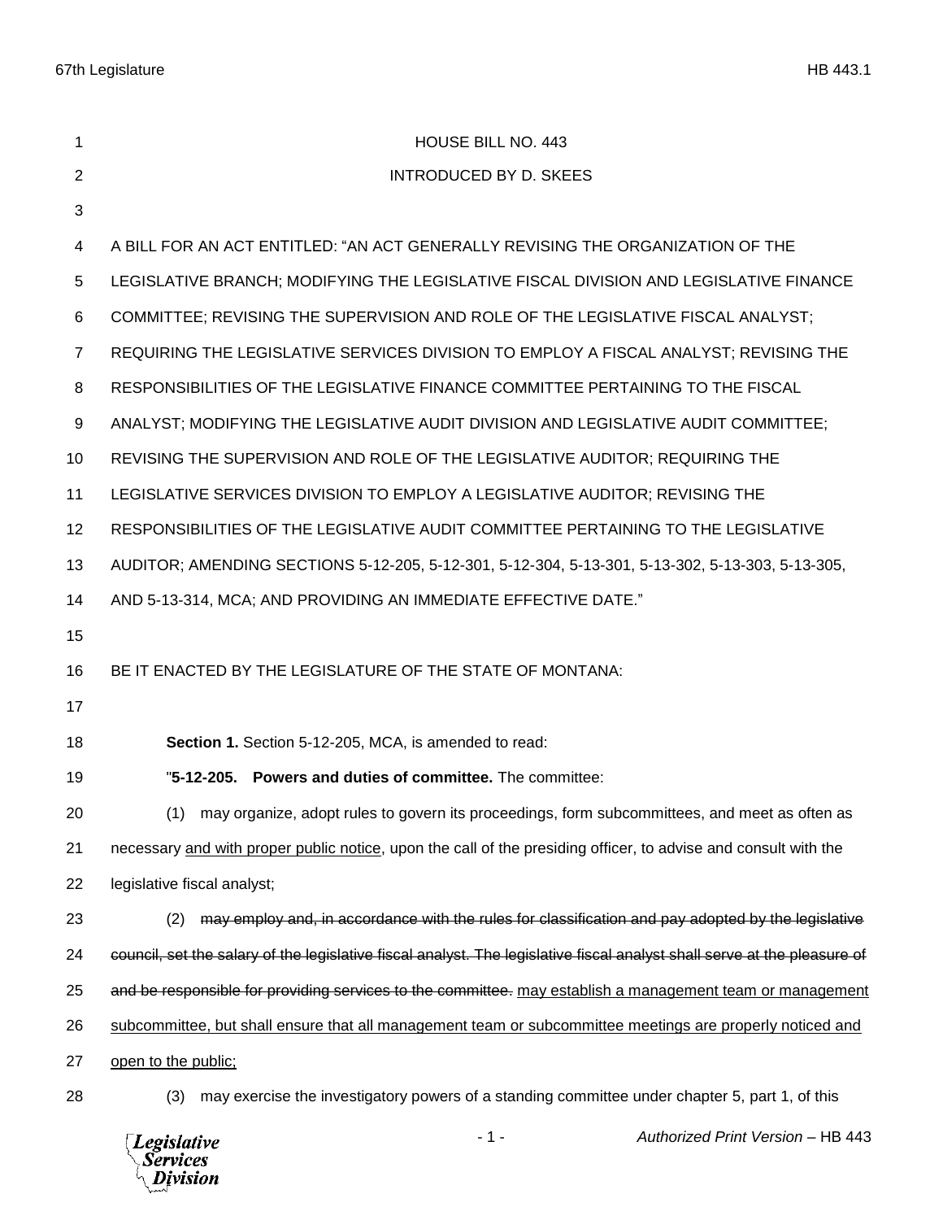HOUSE BILL NO. 443

INTRODUCED BY D. SKEES

A BILL FOR AN ACT ENTITLED: "AN ACT GENERALLY REVISING THE ORGANIZATION OF THE LEGISLATIVE BRANCH; MODIFYING THE LEGISLATIVE FISCAL DIVISION AND LEGISLATIVE FINANCE COMMITTEE; REVISING THE SUPERVISION AND ROLE OF THE LEGISLATIVE FISCAL ANALYST; REQUIRING THE LEGISLATIVE SERVICES DIVISION TO EMPLOY A FISCAL ANALYST; REVISING THE RESPONSIBILITIES OF THE LEGISLATIVE FINANCE COMMITTEE PERTAINING TO THE FISCAL ANALYST; MODIFYING THE LEGISLATIVE AUDIT DIVISION AND LEGISLATIVE AUDIT COMMITTEE; REVISING THE SUPERVISION AND ROLE OF THE LEGISLATIVE AUDITOR; REQUIRING THE LEGISLATIVE SERVICES DIVISION TO EMPLOY A LEGISLATIVE AUDITOR; REVISING THE RESPONSIBILITIES OF THE LEGISLATIVE AUDIT COMMITTEE PERTAINING TO THE LEGISLATIVE AUDITOR; AMENDING SECTIONS 5-12-205, 5-12-301, 5-12-304, 5-13-301, 5-13-302, 5-13-303, 5-13-305, AND 5-13-314, MCA; AND PROVIDING AN IMMEDIATE EFFECTIVE DATE."

BE IT ENACTED BY THE LEGISLATURE OF THE STATE OF MONTANA:

**Section 1.** Section 5-12-205, MCA, is amended to read:

"**5-12-205. Powers and duties of committee.** The committee:

(1) may organize, adopt rules to govern its proceedings, form subcommittees, and meet as often as necessary <u>and with proper public notice</u>, upon the call of the presiding officer, to advise and consult with the legislative fiscal analyst;

(2) ~~may employ and, in accordance with the rules for classification and pay adopted by the legislative council, set the salary of the legislative fiscal analyst. The legislative fiscal analyst shall serve at the pleasure of and be responsible for providing services to the committee.~~ <u>may establish a management team or management subcommittee, but shall ensure that all management team or subcommittee meetings are properly noticed and open to the public;</u>

(3) may exercise the investigatory powers of a standing committee under chapter 5, part 1, of this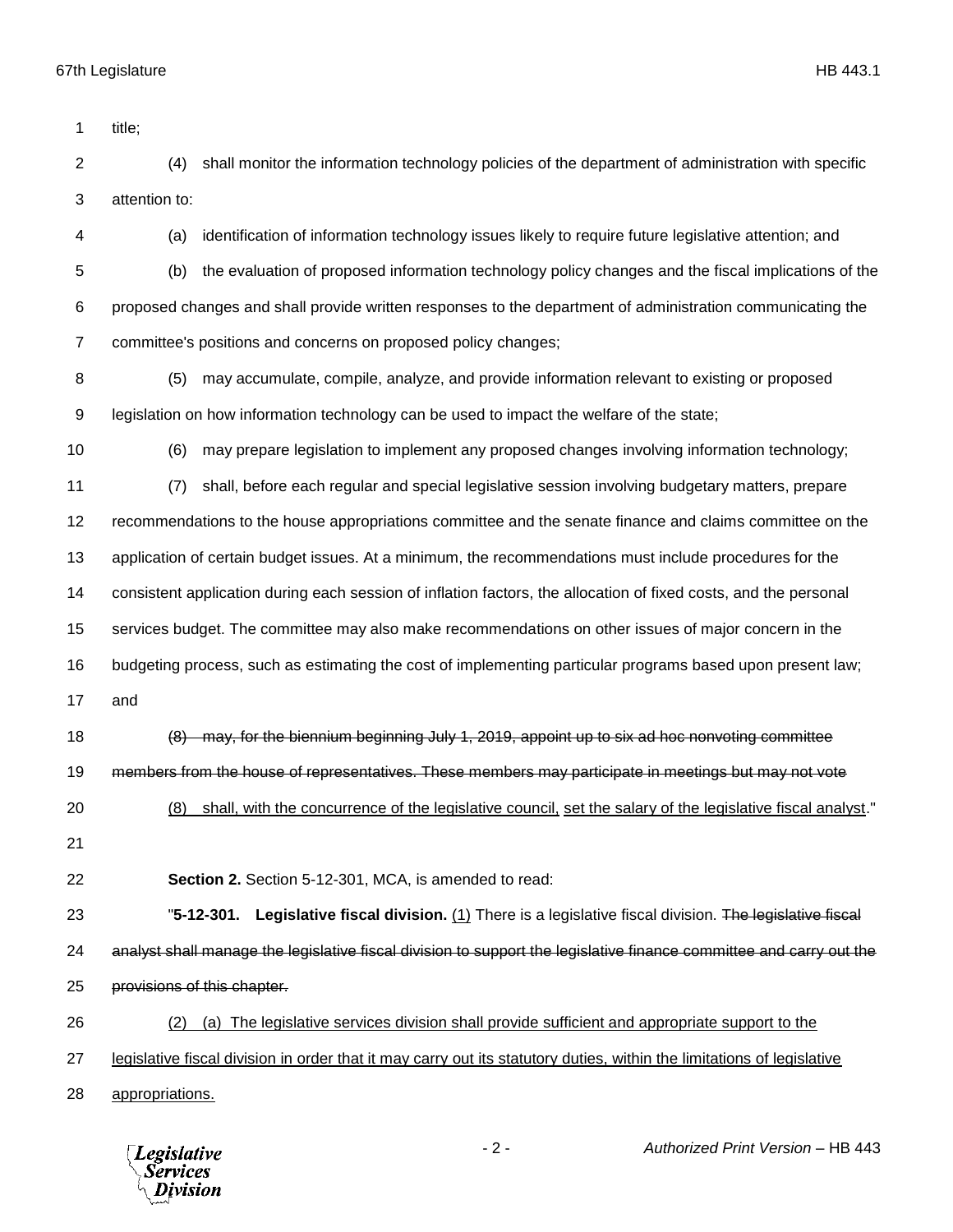title;

(4) shall monitor the information technology policies of the department of administration with specific attention to:

(a) identification of information technology issues likely to require future legislative attention; and

(b) the evaluation of proposed information technology policy changes and the fiscal implications of the proposed changes and shall provide written responses to the department of administration communicating the committee's positions and concerns on proposed policy changes;

(5) may accumulate, compile, analyze, and provide information relevant to existing or proposed legislation on how information technology can be used to impact the welfare of the state;

(6) may prepare legislation to implement any proposed changes involving information technology;

(7) shall, before each regular and special legislative session involving budgetary matters, prepare recommendations to the house appropriations committee and the senate finance and claims committee on the application of certain budget issues. At a minimum, the recommendations must include procedures for the consistent application during each session of inflation factors, the allocation of fixed costs, and the personal services budget. The committee may also make recommendations on other issues of major concern in the budgeting process, such as estimating the cost of implementing particular programs based upon present law; and

~~(8) may, for the biennium beginning July 1, 2019, appoint up to six ad hoc nonvoting committee members from the house of representatives. These members may participate in meetings but may not vote~~

<u>(8) shall, with the concurrence of the legislative council,</u> <u>set the salary of the legislative fiscal analyst</u>."

**Section 2.** Section 5-12-301, MCA, is amended to read:

"**5-12-301. Legislative fiscal division.** <u>(1)</u> There is a legislative fiscal division. ~~The legislative fiscal analyst shall manage the legislative fiscal division to support the legislative finance committee and carry out the provisions of this chapter.~~

<u>(2) (a) The legislative services division shall provide sufficient and appropriate support to the legislative fiscal division in order that it may carry out its statutory duties, within the limitations of legislative appropriations.</u>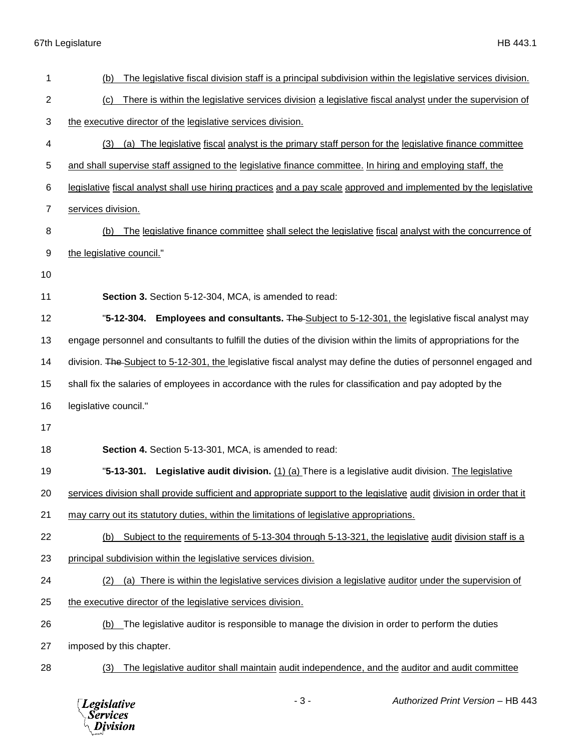(b) The legislative fiscal division staff is a principal subdivision within the legislative services division.

(c) There is within the legislative services division a legislative fiscal analyst under the supervision of the executive director of the legislative services division.

(3) (a) The legislative fiscal analyst is the primary staff person for the legislative finance committee and shall supervise staff assigned to the legislative finance committee. In hiring and employing staff, the legislative fiscal analyst shall use hiring practices and a pay scale approved and implemented by the legislative services division.

(b) The legislative finance committee shall select the legislative fiscal analyst with the concurrence of the legislative council."

**Section 3.** Section 5-12-304, MCA, is amended to read:

"**5-12-304. Employees and consultants.** ~~The~~ Subject to 5-12-301, the legislative fiscal analyst may engage personnel and consultants to fulfill the duties of the division within the limits of appropriations for the division. ~~The~~ Subject to 5-12-301, the legislative fiscal analyst may define the duties of personnel engaged and shall fix the salaries of employees in accordance with the rules for classification and pay adopted by the legislative council."

**Section 4.** Section 5-13-301, MCA, is amended to read:

"**5-13-301. Legislative audit division.** (1) (a) There is a legislative audit division. The legislative services division shall provide sufficient and appropriate support to the legislative audit division in order that it may carry out its statutory duties, within the limitations of legislative appropriations.

(b) Subject to the requirements of 5-13-304 through 5-13-321, the legislative audit division staff is a principal subdivision within the legislative services division.

(2) (a) There is within the legislative services division a legislative auditor under the supervision of the executive director of the legislative services division.

(b) The legislative auditor is responsible to manage the division in order to perform the duties imposed by this chapter.

(3) The legislative auditor shall maintain audit independence, and the auditor and audit committee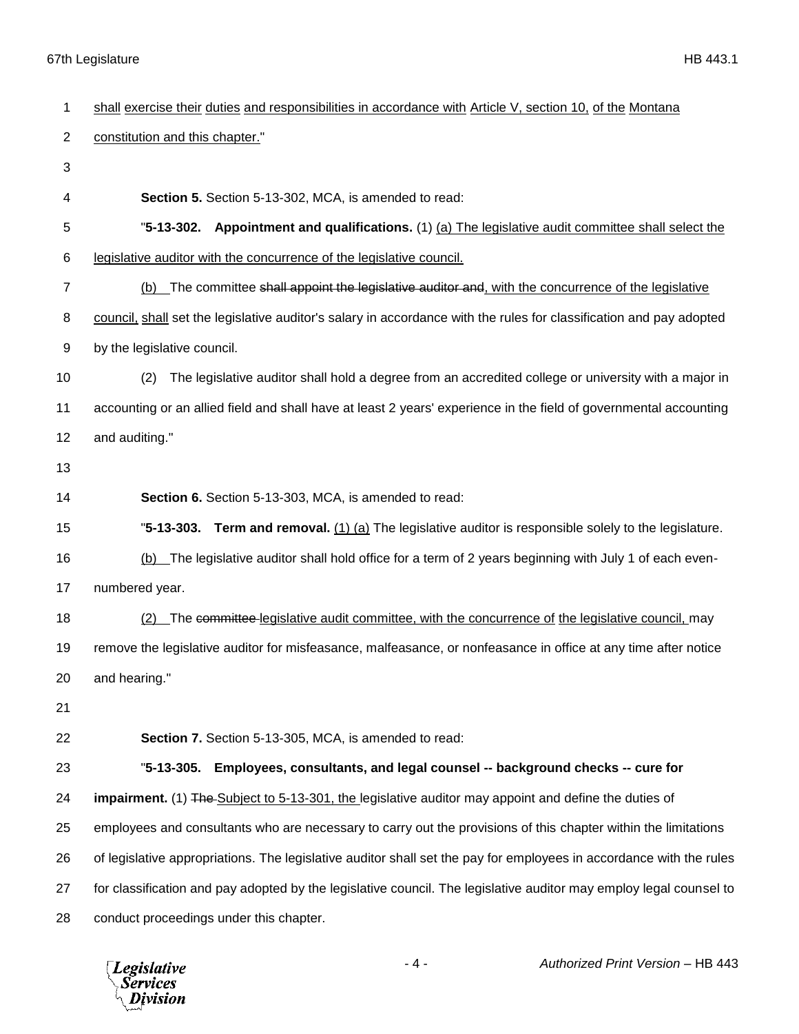shall exercise their duties and responsibilities in accordance with Article V, section 10, of the Montana constitution and this chapter."

**Section 5.** Section 5-13-302, MCA, is amended to read:

"**5-13-302. Appointment and qualifications.** (1) (a) The legislative audit committee shall select the legislative auditor with the concurrence of the legislative council.

(b) The committee ~~shall appoint the legislative auditor and~~, with the concurrence of the legislative council, shall set the legislative auditor's salary in accordance with the rules for classification and pay adopted by the legislative council.

(2) The legislative auditor shall hold a degree from an accredited college or university with a major in accounting or an allied field and shall have at least 2 years' experience in the field of governmental accounting and auditing."

**Section 6.** Section 5-13-303, MCA, is amended to read:

"**5-13-303. Term and removal.** (1) (a) The legislative auditor is responsible solely to the legislature.

(b) The legislative auditor shall hold office for a term of 2 years beginning with July 1 of each even-numbered year.

(2) The ~~committee~~ legislative audit committee, with the concurrence of the legislative council, may remove the legislative auditor for misfeasance, malfeasance, or nonfeasance in office at any time after notice and hearing."

**Section 7.** Section 5-13-305, MCA, is amended to read:

"**5-13-305. Employees, consultants, and legal counsel -- background checks -- cure for impairment.** (1) ~~The~~ Subject to 5-13-301, the legislative auditor may appoint and define the duties of employees and consultants who are necessary to carry out the provisions of this chapter within the limitations of legislative appropriations. The legislative auditor shall set the pay for employees in accordance with the rules for classification and pay adopted by the legislative council. The legislative auditor may employ legal counsel to conduct proceedings under this chapter.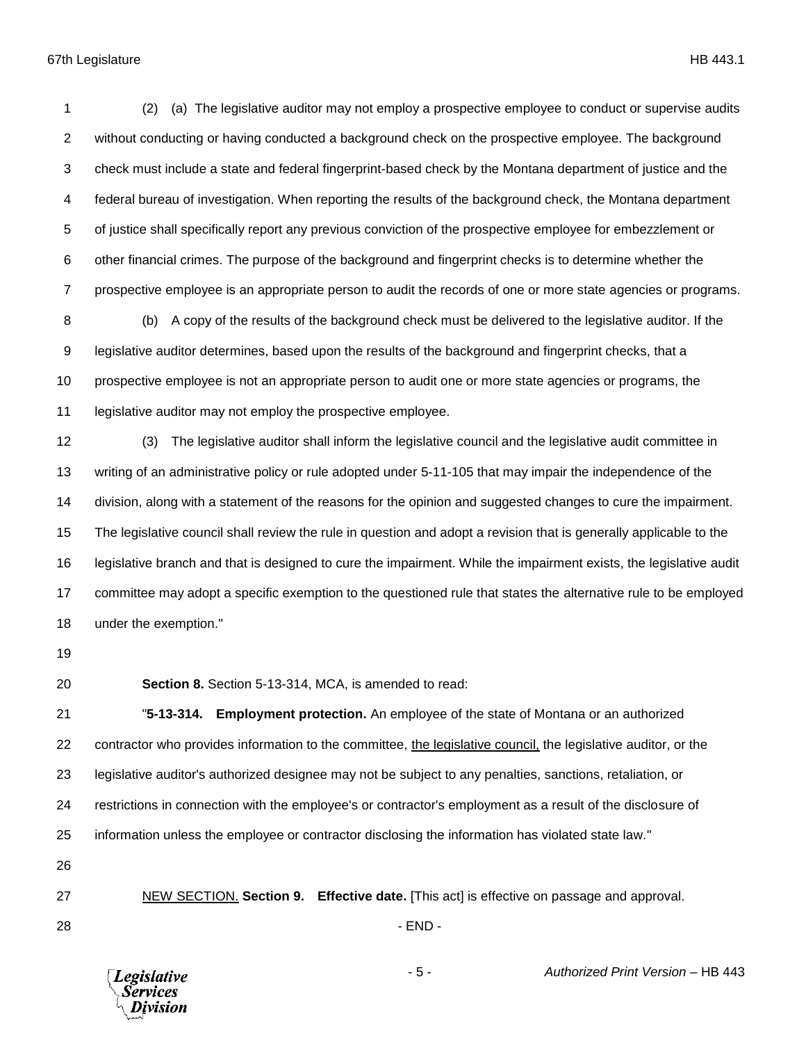(2) (a) The legislative auditor may not employ a prospective employee to conduct or supervise audits without conducting or having conducted a background check on the prospective employee. The background check must include a state and federal fingerprint-based check by the Montana department of justice and the federal bureau of investigation. When reporting the results of the background check, the Montana department of justice shall specifically report any previous conviction of the prospective employee for embezzlement or other financial crimes. The purpose of the background and fingerprint checks is to determine whether the prospective employee is an appropriate person to audit the records of one or more state agencies or programs.

(b) A copy of the results of the background check must be delivered to the legislative auditor. If the legislative auditor determines, based upon the results of the background and fingerprint checks, that a prospective employee is not an appropriate person to audit one or more state agencies or programs, the legislative auditor may not employ the prospective employee.

(3) The legislative auditor shall inform the legislative council and the legislative audit committee in writing of an administrative policy or rule adopted under 5-11-105 that may impair the independence of the division, along with a statement of the reasons for the opinion and suggested changes to cure the impairment. The legislative council shall review the rule in question and adopt a revision that is generally applicable to the legislative branch and that is designed to cure the impairment. While the impairment exists, the legislative audit committee may adopt a specific exemption to the questioned rule that states the alternative rule to be employed under the exemption."

**Section 8.** Section 5-13-314, MCA, is amended to read:

"**5-13-314. Employment protection.** An employee of the state of Montana or an authorized contractor who provides information to the committee, <u>the legislative council,</u> the legislative auditor, or the legislative auditor's authorized designee may not be subject to any penalties, sanctions, retaliation, or restrictions in connection with the employee's or contractor's employment as a result of the disclosure of information unless the employee or contractor disclosing the information has violated state law."

<u>NEW SECTION.</u> **Section 9. Effective date.** [This act] is effective on passage and approval.

\- END -